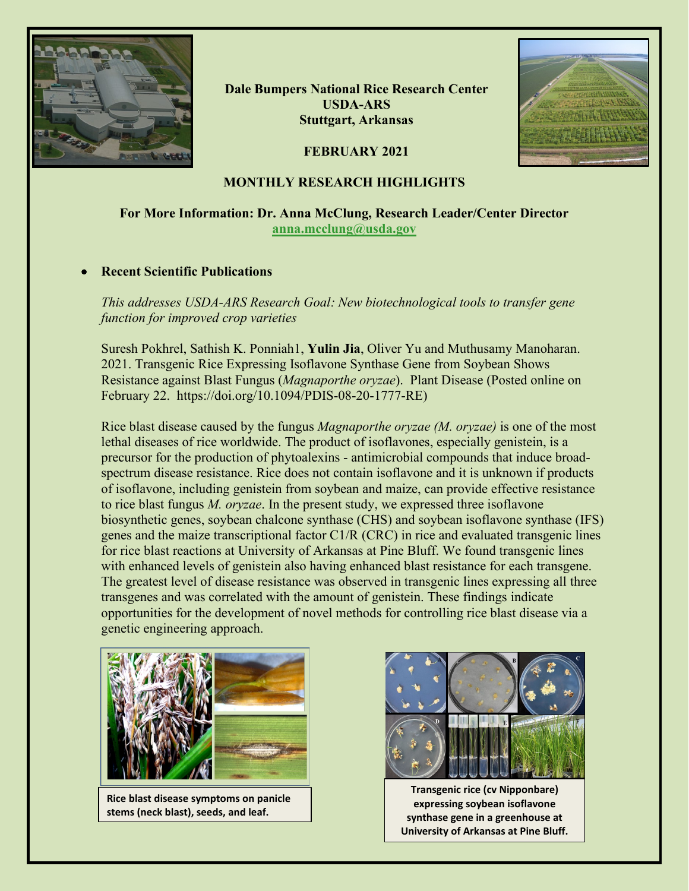**Dale Bumpers National Rice Research Center**
**USDA-ARS**
**Stuttgart, Arkansas**

**FEBRUARY 2021**

# MONTHLY RESEARCH HIGHLIGHTS

**For More Information: Dr. Anna McClung, Research Leader/Center Director**
**anna.mcclung@usda.gov**

- **Recent Scientific Publications**

*This addresses USDA-ARS Research Goal: New biotechnological tools to transfer gene function for improved crop varieties*

Suresh Pokhrel, Sathish K. Ponniah1, **Yulin Jia**, Oliver Yu and Muthusamy Manoharan. 2021. Transgenic Rice Expressing Isoflavone Synthase Gene from Soybean Shows Resistance against Blast Fungus (*Magnaporthe oryzae*). Plant Disease (Posted online on February 22. https://doi.org/10.1094/PDIS-08-20-1777-RE)

Rice blast disease caused by the fungus *Magnaporthe oryzae (M. oryzae)* is one of the most lethal diseases of rice worldwide. The product of isoflavones, especially genistein, is a precursor for the production of phytoalexins - antimicrobial compounds that induce broad-spectrum disease resistance. Rice does not contain isoflavone and it is unknown if products of isoflavone, including genistein from soybean and maize, can provide effective resistance to rice blast fungus *M. oryzae*. In the present study, we expressed three isoflavone biosynthetic genes, soybean chalcone synthase (CHS) and soybean isoflavone synthase (IFS) genes and the maize transcriptional factor C1/R (CRC) in rice and evaluated transgenic lines for rice blast reactions at University of Arkansas at Pine Bluff. We found transgenic lines with enhanced levels of genistein also having enhanced blast resistance for each transgene. The greatest level of disease resistance was observed in transgenic lines expressing all three transgenes and was correlated with the amount of genistein. These findings indicate opportunities for the development of novel methods for controlling rice blast disease via a genetic engineering approach.

**Rice blast disease symptoms on panicle stems (neck blast), seeds, and leaf.**

**Transgenic rice (cv Nipponbare) expressing soybean isoflavone synthase gene in a greenhouse at University of Arkansas at Pine Bluff.**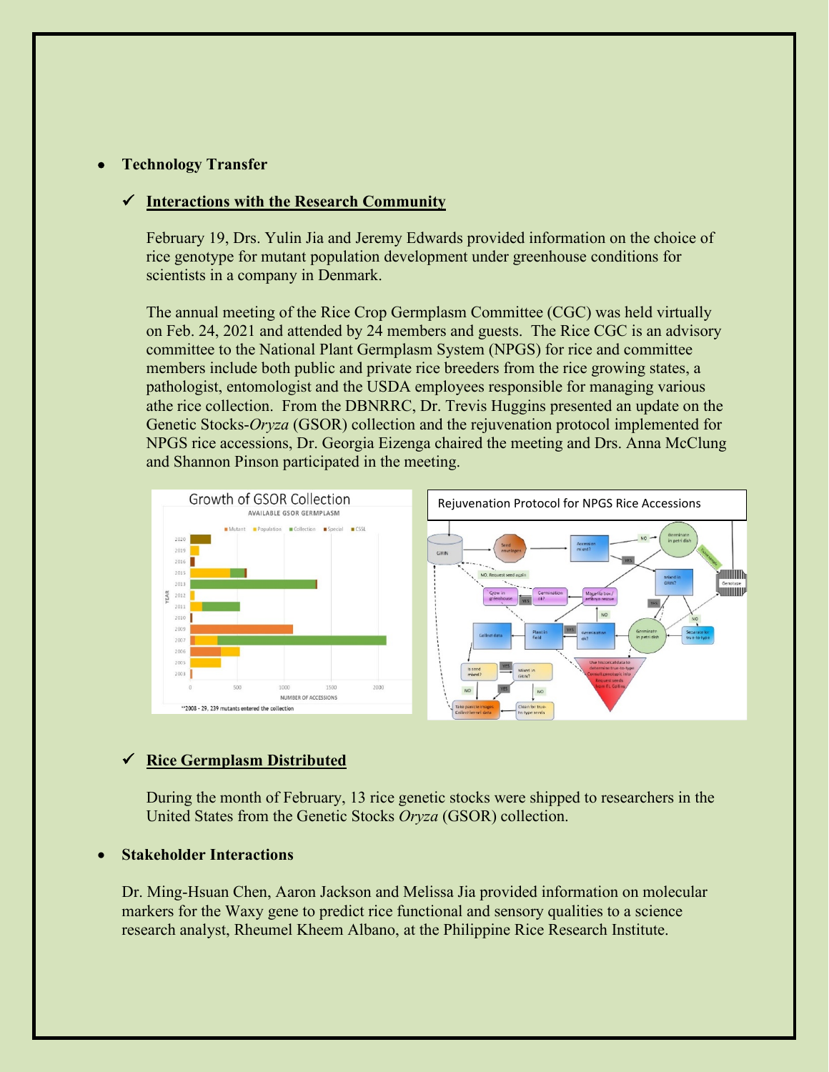- **Technology Transfer**

  ✓ **Interactions with the Research Community**

  February 19, Drs. Yulin Jia and Jeremy Edwards provided information on the choice of rice genotype for mutant population development under greenhouse conditions for scientists in a company in Denmark.

  The annual meeting of the Rice Crop Germplasm Committee (CGC) was held virtually on Feb. 24, 2021 and attended by 24 members and guests. The Rice CGC is an advisory committee to the National Plant Germplasm System (NPGS) for rice and committee members include both public and private rice breeders from the rice growing states, a pathologist, entomologist and the USDA employees responsible for managing various athe rice collection. From the DBNRRC, Dr. Trevis Huggins presented an update on the Genetic Stocks-*Oryza* (GSOR) collection and the rejuvenation protocol implemented for NPGS rice accessions, Dr. Georgia Eizenga chaired the meeting and Drs. Anna McClung and Shannon Pinson participated in the meeting.

  ✓ **Rice Germplasm Distributed**

  During the month of February, 13 rice genetic stocks were shipped to researchers in the United States from the Genetic Stocks *Oryza* (GSOR) collection.

- **Stakeholder Interactions**

  Dr. Ming-Hsuan Chen, Aaron Jackson and Melissa Jia provided information on molecular markers for the Waxy gene to predict rice functional and sensory qualities to a science research analyst, Rheumel Kheem Albano, at the Philippine Rice Research Institute.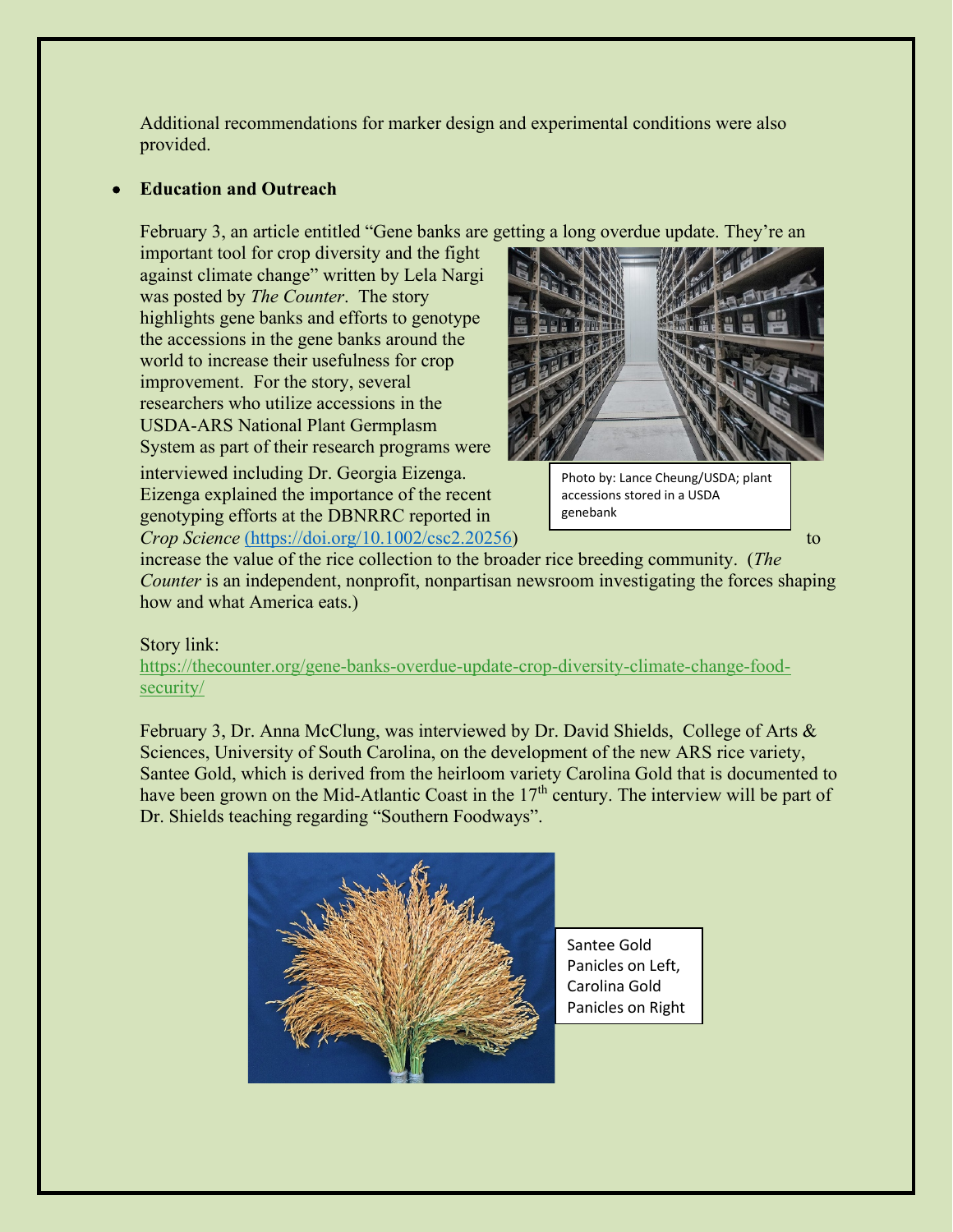Additional recommendations for marker design and experimental conditions were also provided.

- **Education and Outreach**

February 3, an article entitled "Gene banks are getting a long overdue update. They're an important tool for crop diversity and the fight against climate change" written by Lela Nargi was posted by *The Counter*. The story highlights gene banks and efforts to genotype the accessions in the gene banks around the world to increase their usefulness for crop improvement. For the story, several researchers who utilize accessions in the USDA-ARS National Plant Germplasm System as part of their research programs were interviewed including Dr. Georgia Eizenga. Eizenga explained the importance of the recent genotyping efforts at the DBNRRC reported in *Crop Science* (https://doi.org/10.1002/csc2.20256) to increase the value of the rice collection to the broader rice breeding community. (*The Counter* is an independent, nonprofit, nonpartisan newsroom investigating the forces shaping how and what America eats.)

Photo by: Lance Cheung/USDA; plant accessions stored in a USDA genebank

Story link:
https://thecounter.org/gene-banks-overdue-update-crop-diversity-climate-change-food-security/

February 3, Dr. Anna McClung, was interviewed by Dr. David Shields, College of Arts & Sciences, University of South Carolina, on the development of the new ARS rice variety, Santee Gold, which is derived from the heirloom variety Carolina Gold that is documented to have been grown on the Mid-Atlantic Coast in the 17th century. The interview will be part of Dr. Shields teaching regarding "Southern Foodways".

Santee Gold Panicles on Left, Carolina Gold Panicles on Right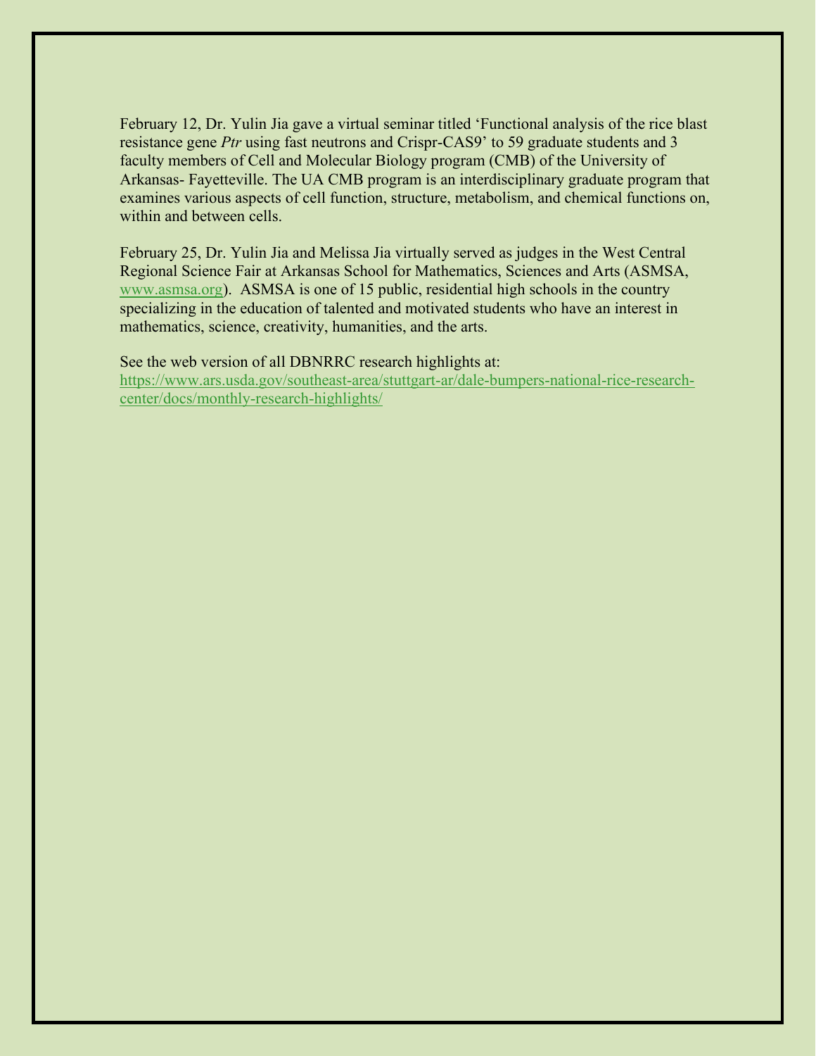February 12, Dr. Yulin Jia gave a virtual seminar titled 'Functional analysis of the rice blast resistance gene *Ptr* using fast neutrons and Crispr-CAS9' to 59 graduate students and 3 faculty members of Cell and Molecular Biology program (CMB) of the University of Arkansas- Fayetteville. The UA CMB program is an interdisciplinary graduate program that examines various aspects of cell function, structure, metabolism, and chemical functions on, within and between cells.

February 25, Dr. Yulin Jia and Melissa Jia virtually served as judges in the West Central Regional Science Fair at Arkansas School for Mathematics, Sciences and Arts (ASMSA, [www.asmsa.org](http://www.asmsa.org)). ASMSA is one of 15 public, residential high schools in the country specializing in the education of talented and motivated students who have an interest in mathematics, science, creativity, humanities, and the arts.

See the web version of all DBNRRC research highlights at:
[https://www.ars.usda.gov/southeast-area/stuttgart-ar/dale-bumpers-national-rice-research-center/docs/monthly-research-highlights/](https://www.ars.usda.gov/southeast-area/stuttgart-ar/dale-bumpers-national-rice-research-center/docs/monthly-research-highlights/)